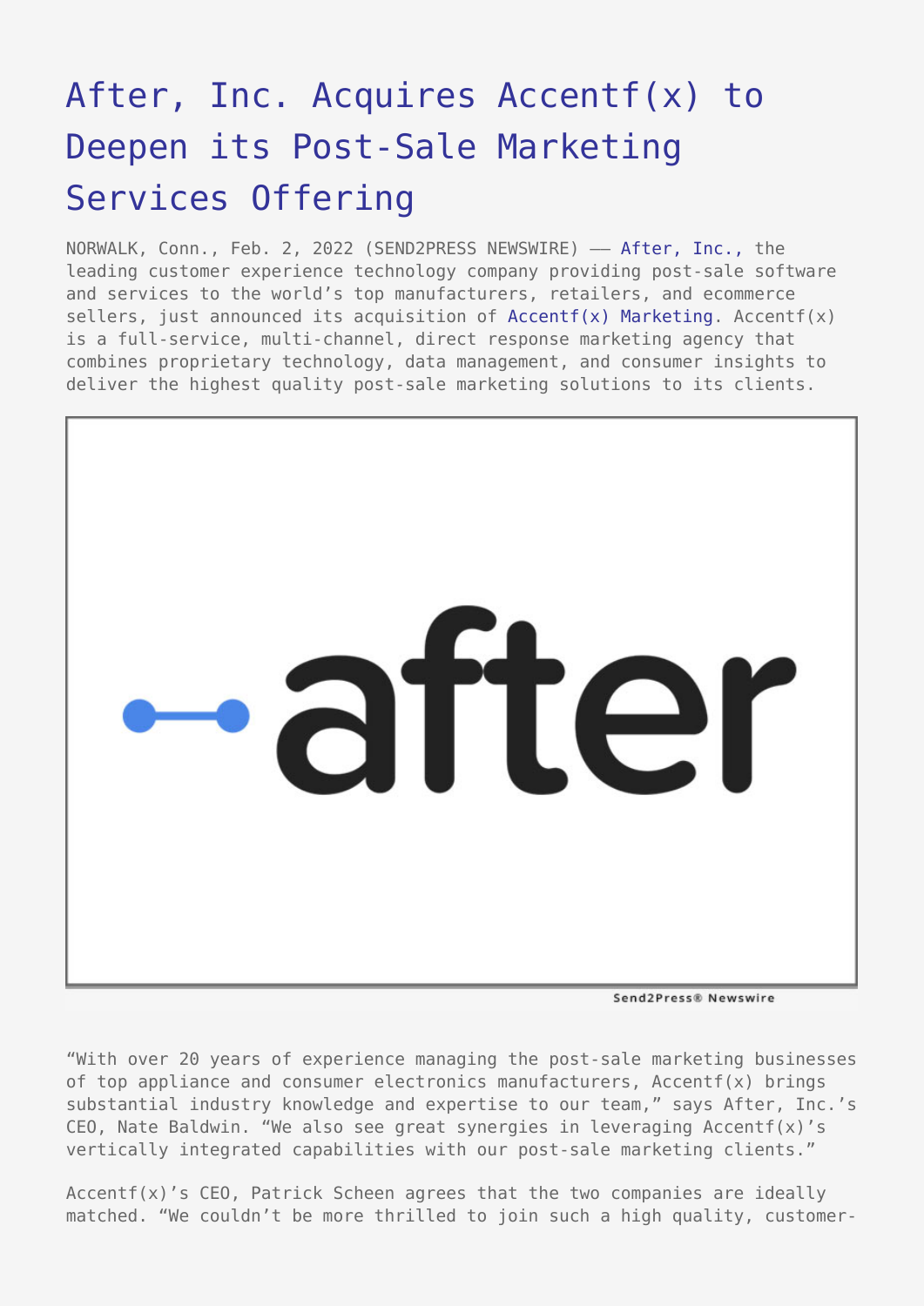# After, Inc. Acquires Accentf(x) to Deepen its Post-Sale Marketing Services Offering

NORWALK, Conn., Feb. 2, 2022 (SEND2PRESS NEWSWIRE) —— After, Inc., the leading customer experience technology company providing post-sale software and services to the world's top manufacturers, retailers, and ecommerce sellers, just announced its acquisition of Accentf(x) Marketing. Accentf(x) is a full-service, multi-channel, direct response marketing agency that combines proprietary technology, data management, and consumer insights to deliver the highest quality post-sale marketing solutions to its clients.

"With over 20 years of experience managing the post-sale marketing businesses of top appliance and consumer electronics manufacturers, Accentf(x) brings substantial industry knowledge and expertise to our team," says After, Inc.'s CEO, Nate Baldwin. "We also see great synergies in leveraging Accentf(x)'s vertically integrated capabilities with our post-sale marketing clients."

Accentf(x)'s CEO, Patrick Scheen agrees that the two companies are ideally matched. "We couldn't be more thrilled to join such a high quality, customer-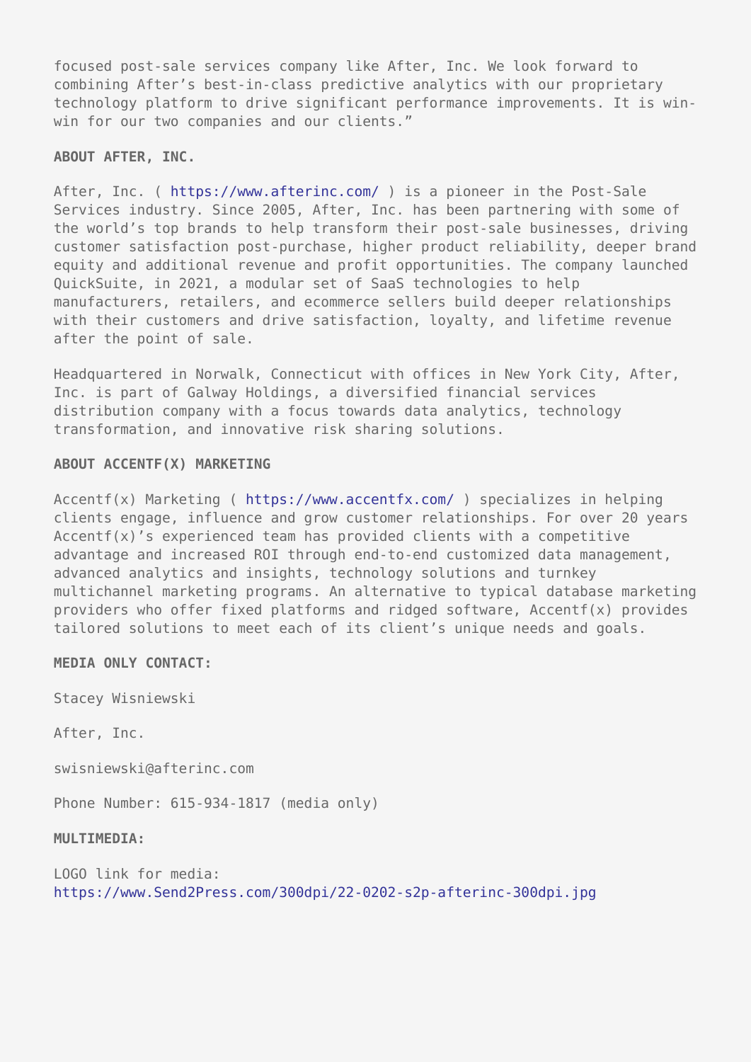focused post-sale services company like After, Inc. We look forward to combining After's best-in-class predictive analytics with our proprietary technology platform to drive significant performance improvements. It is win-win for our two companies and our clients."

**ABOUT AFTER, INC.**

After, Inc. ( https://www.afterinc.com/ ) is a pioneer in the Post-Sale Services industry. Since 2005, After, Inc. has been partnering with some of the world's top brands to help transform their post-sale businesses, driving customer satisfaction post-purchase, higher product reliability, deeper brand equity and additional revenue and profit opportunities. The company launched QuickSuite, in 2021, a modular set of SaaS technologies to help manufacturers, retailers, and ecommerce sellers build deeper relationships with their customers and drive satisfaction, loyalty, and lifetime revenue after the point of sale.

Headquartered in Norwalk, Connecticut with offices in New York City, After, Inc. is part of Galway Holdings, a diversified financial services distribution company with a focus towards data analytics, technology transformation, and innovative risk sharing solutions.

**ABOUT ACCENTF(X) MARKETING**

Accentf(x) Marketing ( https://www.accentfx.com/ ) specializes in helping clients engage, influence and grow customer relationships. For over 20 years Accentf(x)'s experienced team has provided clients with a competitive advantage and increased ROI through end-to-end customized data management, advanced analytics and insights, technology solutions and turnkey multichannel marketing programs. An alternative to typical database marketing providers who offer fixed platforms and ridged software, Accentf(x) provides tailored solutions to meet each of its client's unique needs and goals.

**MEDIA ONLY CONTACT:**

Stacey Wisniewski

After, Inc.

swisniewski@afterinc.com

Phone Number: 615-934-1817 (media only)

**MULTIMEDIA:**

LOGO link for media: https://www.Send2Press.com/300dpi/22-0202-s2p-afterinc-300dpi.jpg